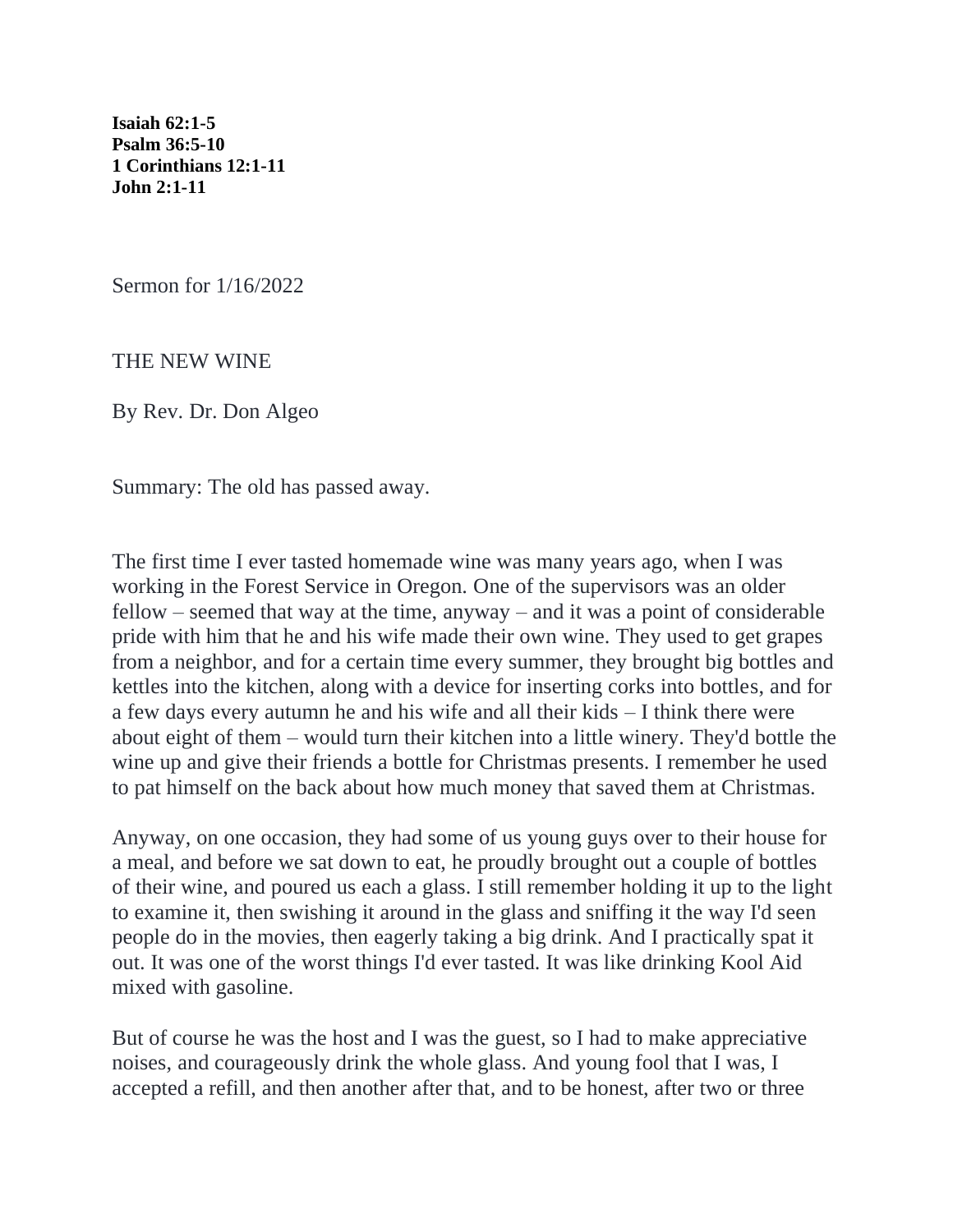**Isaiah 62:1-5**
**Psalm 36:5-10**
**1 Corinthians 12:1-11**
**John 2:1-11**

Sermon for 1/16/2022

THE NEW WINE

By Rev. Dr. Don Algeo

Summary: The old has passed away.

The first time I ever tasted homemade wine was many years ago, when I was working in the Forest Service in Oregon. One of the supervisors was an older fellow – seemed that way at the time, anyway – and it was a point of considerable pride with him that he and his wife made their own wine. They used to get grapes from a neighbor, and for a certain time every summer, they brought big bottles and kettles into the kitchen, along with a device for inserting corks into bottles, and for a few days every autumn he and his wife and all their kids – I think there were about eight of them – would turn their kitchen into a little winery. They'd bottle the wine up and give their friends a bottle for Christmas presents. I remember he used to pat himself on the back about how much money that saved them at Christmas.

Anyway, on one occasion, they had some of us young guys over to their house for a meal, and before we sat down to eat, he proudly brought out a couple of bottles of their wine, and poured us each a glass. I still remember holding it up to the light to examine it, then swishing it around in the glass and sniffing it the way I'd seen people do in the movies, then eagerly taking a big drink. And I practically spat it out. It was one of the worst things I'd ever tasted. It was like drinking Kool Aid mixed with gasoline.

But of course he was the host and I was the guest, so I had to make appreciative noises, and courageously drink the whole glass. And young fool that I was, I accepted a refill, and then another after that, and to be honest, after two or three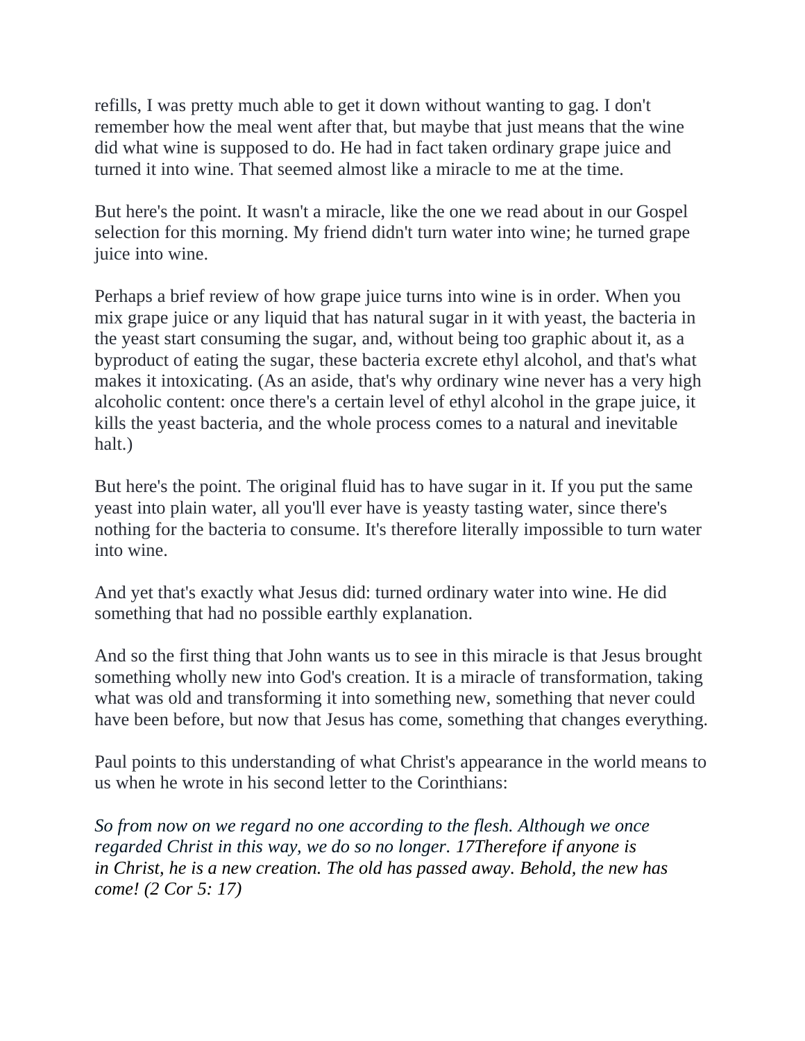refills, I was pretty much able to get it down without wanting to gag. I don't remember how the meal went after that, but maybe that just means that the wine did what wine is supposed to do. He had in fact taken ordinary grape juice and turned it into wine. That seemed almost like a miracle to me at the time.

But here's the point. It wasn't a miracle, like the one we read about in our Gospel selection for this morning. My friend didn't turn water into wine; he turned grape juice into wine.

Perhaps a brief review of how grape juice turns into wine is in order. When you mix grape juice or any liquid that has natural sugar in it with yeast, the bacteria in the yeast start consuming the sugar, and, without being too graphic about it, as a byproduct of eating the sugar, these bacteria excrete ethyl alcohol, and that's what makes it intoxicating. (As an aside, that's why ordinary wine never has a very high alcoholic content: once there's a certain level of ethyl alcohol in the grape juice, it kills the yeast bacteria, and the whole process comes to a natural and inevitable halt.)

But here's the point. The original fluid has to have sugar in it. If you put the same yeast into plain water, all you'll ever have is yeasty tasting water, since there's nothing for the bacteria to consume. It's therefore literally impossible to turn water into wine.

And yet that's exactly what Jesus did: turned ordinary water into wine. He did something that had no possible earthly explanation.

And so the first thing that John wants us to see in this miracle is that Jesus brought something wholly new into God's creation. It is a miracle of transformation, taking what was old and transforming it into something new, something that never could have been before, but now that Jesus has come, something that changes everything.

Paul points to this understanding of what Christ's appearance in the world means to us when he wrote in his second letter to the Corinthians:

*So from now on we regard no one according to the flesh. Although we once regarded Christ in this way, we do so no longer. 17Therefore if anyone is in Christ, he is a new creation. The old has passed away. Behold, the new has come! (2 Cor 5: 17)*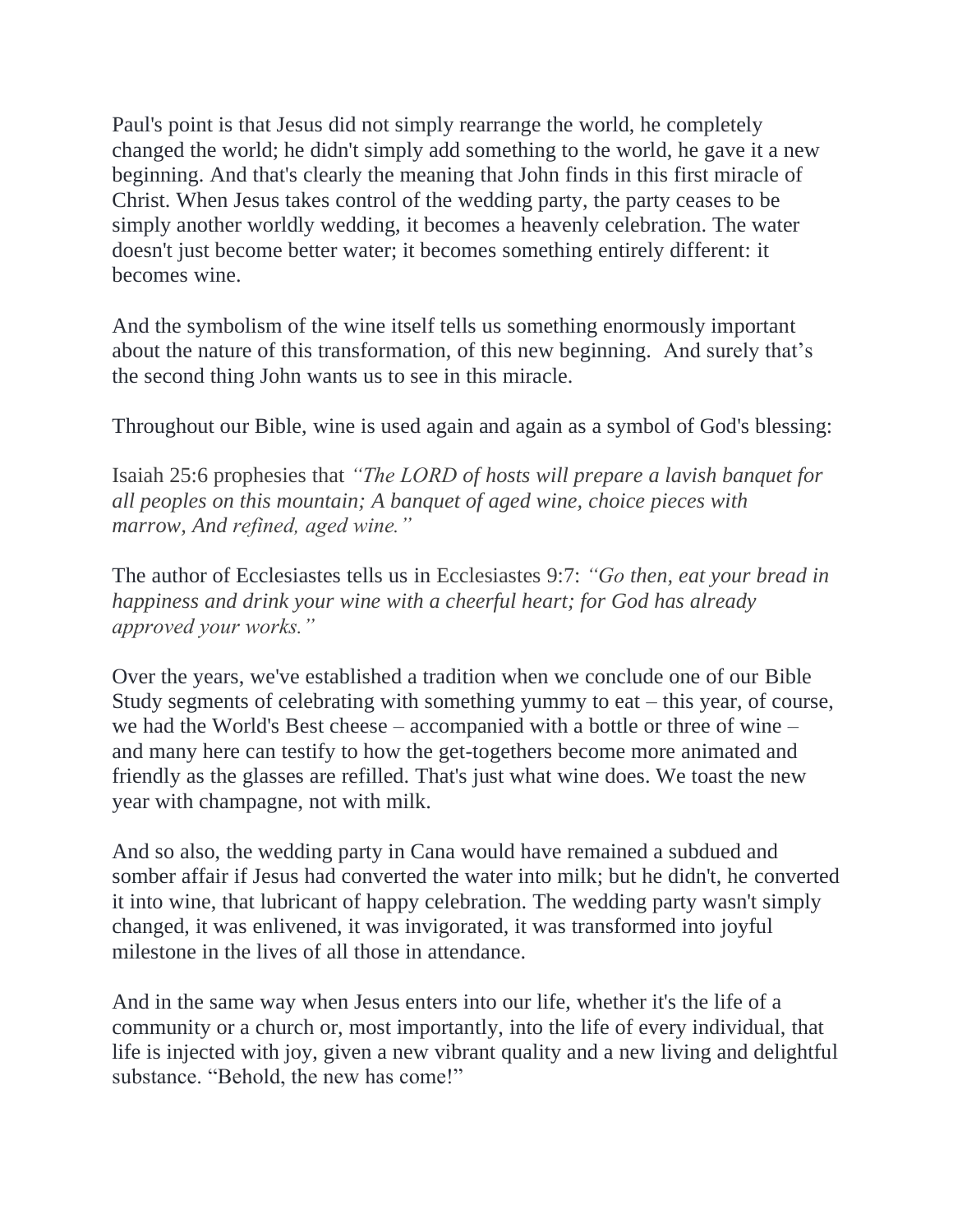Paul's point is that Jesus did not simply rearrange the world, he completely changed the world; he didn't simply add something to the world, he gave it a new beginning. And that's clearly the meaning that John finds in this first miracle of Christ. When Jesus takes control of the wedding party, the party ceases to be simply another worldly wedding, it becomes a heavenly celebration. The water doesn't just become better water; it becomes something entirely different: it becomes wine.

And the symbolism of the wine itself tells us something enormously important about the nature of this transformation, of this new beginning. And surely that's the second thing John wants us to see in this miracle.

Throughout our Bible, wine is used again and again as a symbol of God's blessing:

Isaiah 25:6 prophesies that *"The LORD of hosts will prepare a lavish banquet for all peoples on this mountain; A banquet of aged wine, choice pieces with marrow, And refined, aged wine."*

The author of Ecclesiastes tells us in Ecclesiastes 9:7: *"Go then, eat your bread in happiness and drink your wine with a cheerful heart; for God has already approved your works."*

Over the years, we've established a tradition when we conclude one of our Bible Study segments of celebrating with something yummy to eat – this year, of course, we had the World's Best cheese – accompanied with a bottle or three of wine – and many here can testify to how the get-togethers become more animated and friendly as the glasses are refilled. That's just what wine does. We toast the new year with champagne, not with milk.

And so also, the wedding party in Cana would have remained a subdued and somber affair if Jesus had converted the water into milk; but he didn't, he converted it into wine, that lubricant of happy celebration. The wedding party wasn't simply changed, it was enlivened, it was invigorated, it was transformed into joyful milestone in the lives of all those in attendance.

And in the same way when Jesus enters into our life, whether it's the life of a community or a church or, most importantly, into the life of every individual, that life is injected with joy, given a new vibrant quality and a new living and delightful substance. "Behold, the new has come!"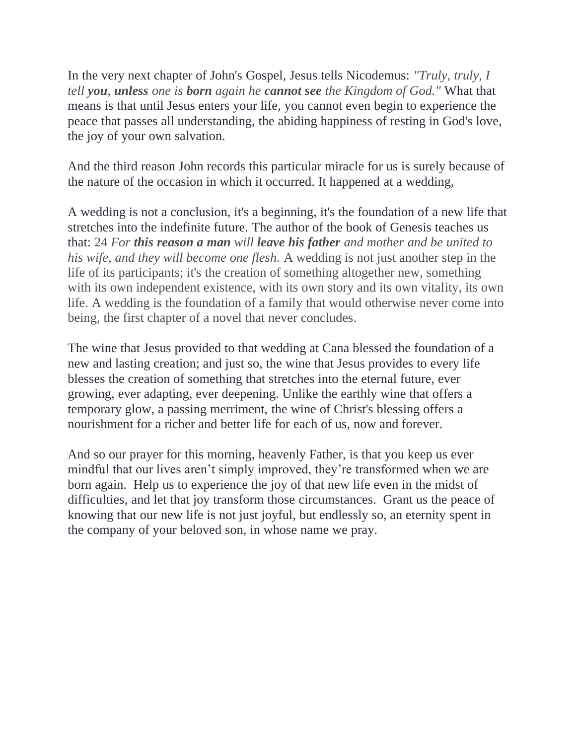In the very next chapter of John's Gospel, Jesus tells Nicodemus: *"Truly, truly, I tell **you**, **unless** one is **born** again he **cannot see** the Kingdom of God."* What that means is that until Jesus enters your life, you cannot even begin to experience the peace that passes all understanding, the abiding happiness of resting in God's love, the joy of your own salvation.

And the third reason John records this particular miracle for us is surely because of the nature of the occasion in which it occurred. It happened at a wedding,

A wedding is not a conclusion, it's a beginning, it's the foundation of a new life that stretches into the indefinite future. The author of the book of Genesis teaches us that: 24 *For **this reason a man** will **leave his father** and mother and be united to his wife, and they will become one flesh.* A wedding is not just another step in the life of its participants; it's the creation of something altogether new, something with its own independent existence, with its own story and its own vitality, its own life. A wedding is the foundation of a family that would otherwise never come into being, the first chapter of a novel that never concludes.

The wine that Jesus provided to that wedding at Cana blessed the foundation of a new and lasting creation; and just so, the wine that Jesus provides to every life blesses the creation of something that stretches into the eternal future, ever growing, ever adapting, ever deepening. Unlike the earthly wine that offers a temporary glow, a passing merriment, the wine of Christ's blessing offers a nourishment for a richer and better life for each of us, now and forever.

And so our prayer for this morning, heavenly Father, is that you keep us ever mindful that our lives aren't simply improved, they're transformed when we are born again. Help us to experience the joy of that new life even in the midst of difficulties, and let that joy transform those circumstances. Grant us the peace of knowing that our new life is not just joyful, but endlessly so, an eternity spent in the company of your beloved son, in whose name we pray.